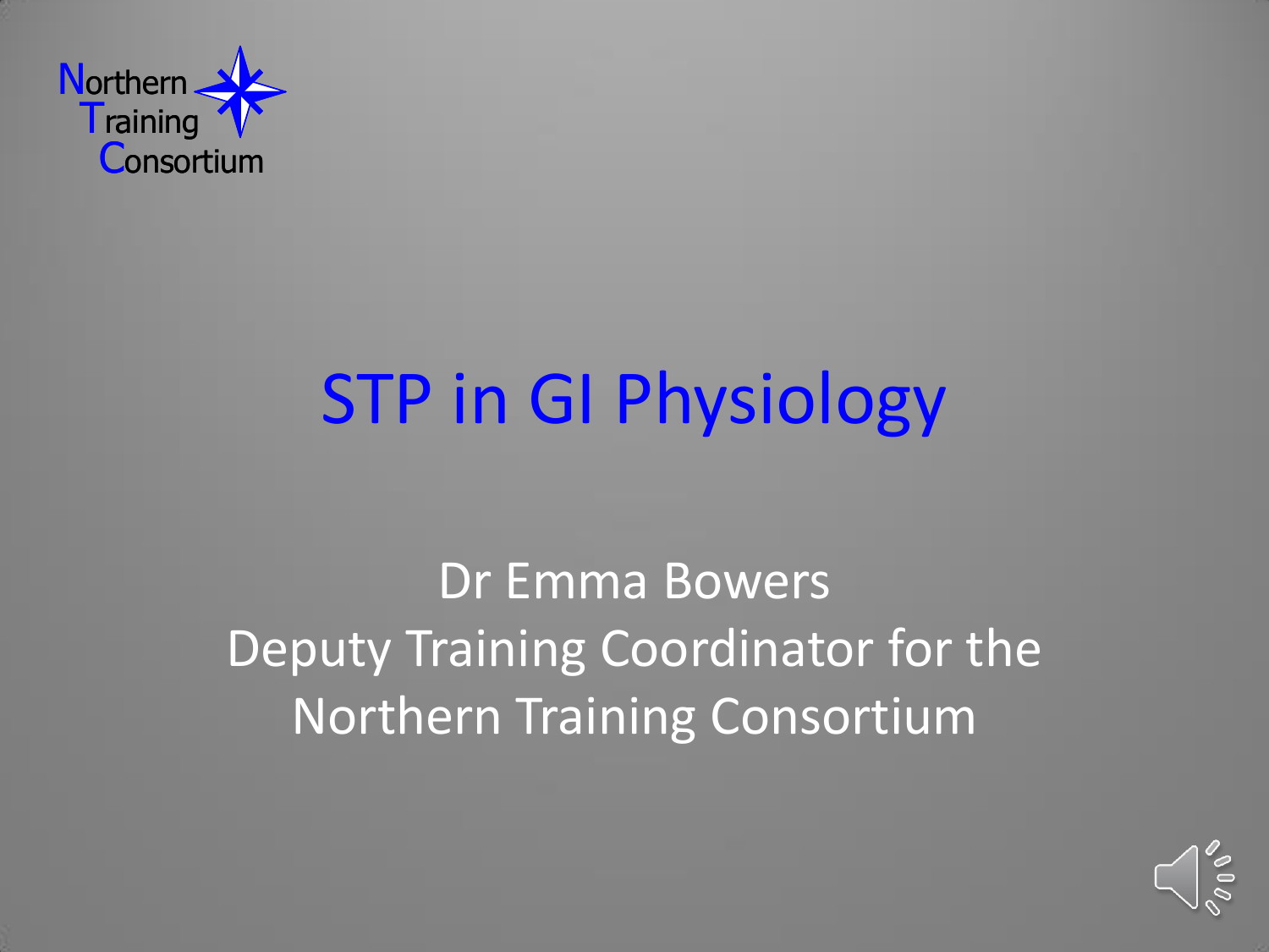Northern Training Consortium

# STP in GI Physiology

Dr Emma Bowers
Deputy Training Coordinator for the Northern Training Consortium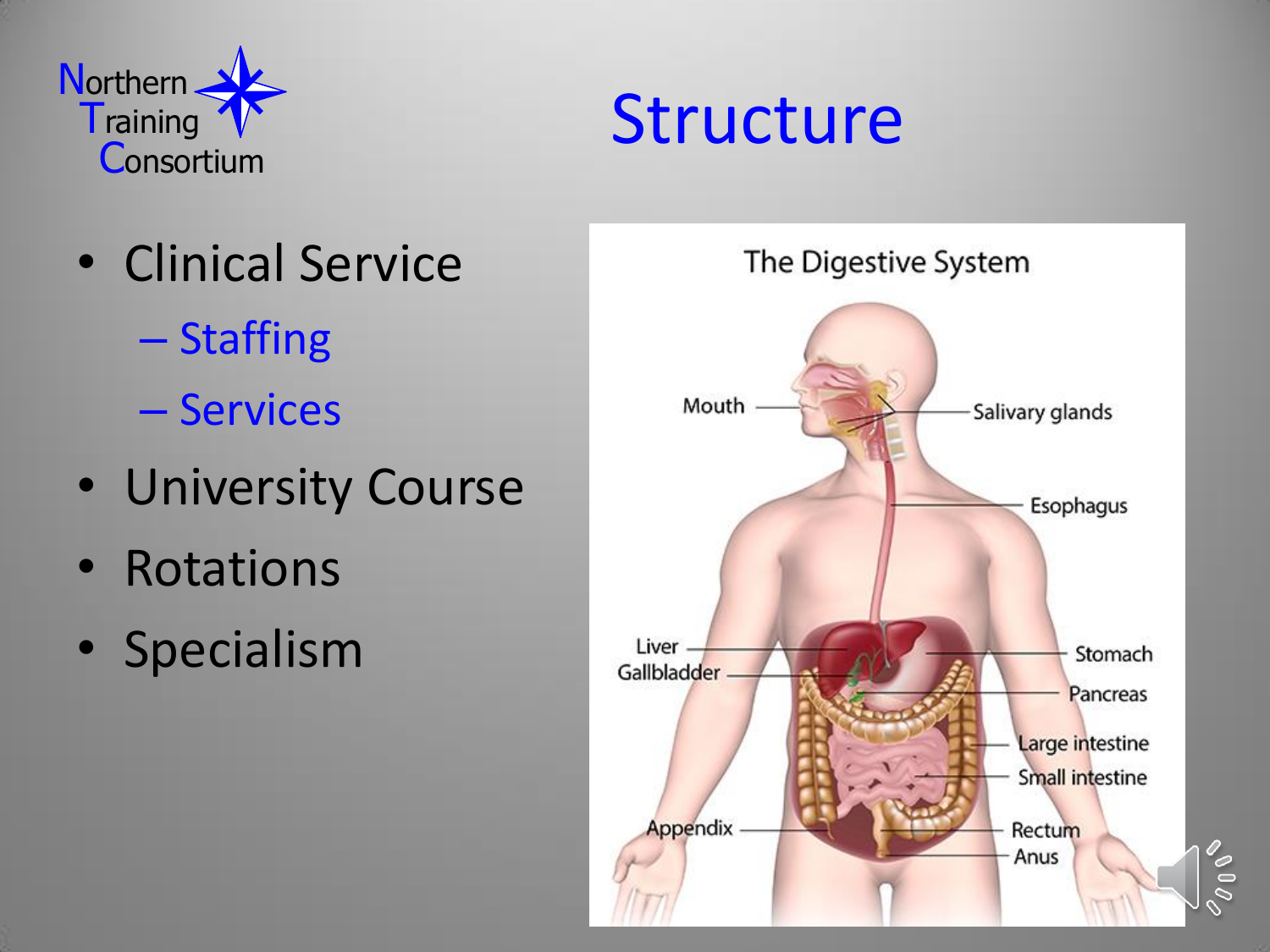# Structure

- Clinical Service
  - Staffing
  - Services
- University Course
- Rotations
- Specialism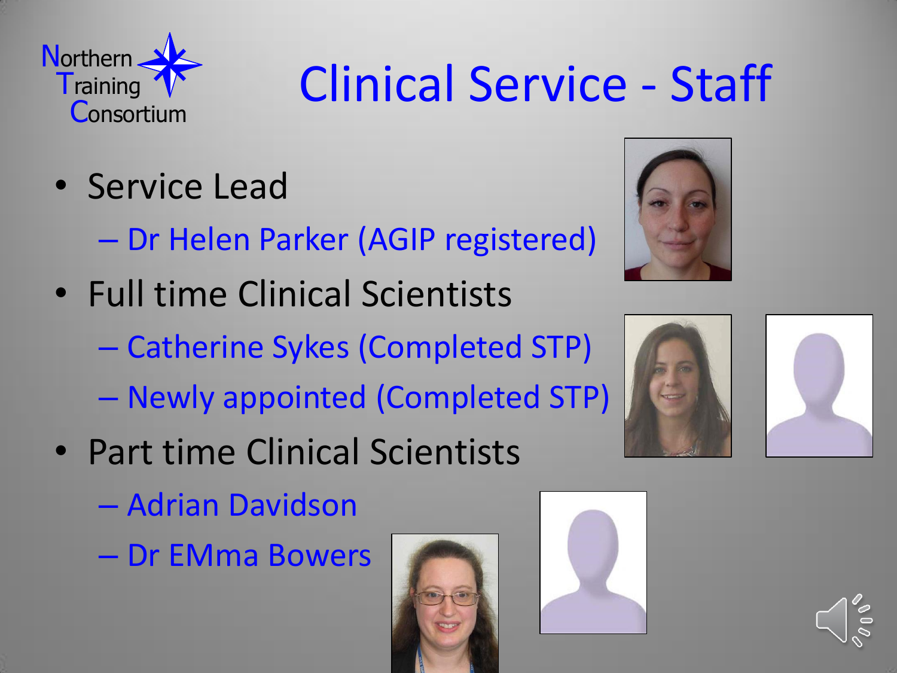# Clinical Service - Staff

- Service Lead
  - Dr Helen Parker (AGIP registered)
- Full time Clinical Scientists
  - Catherine Sykes (Completed STP)
  - Newly appointed (Completed STP)
- Part time Clinical Scientists
  - Adrian Davidson
  - Dr EMma Bowers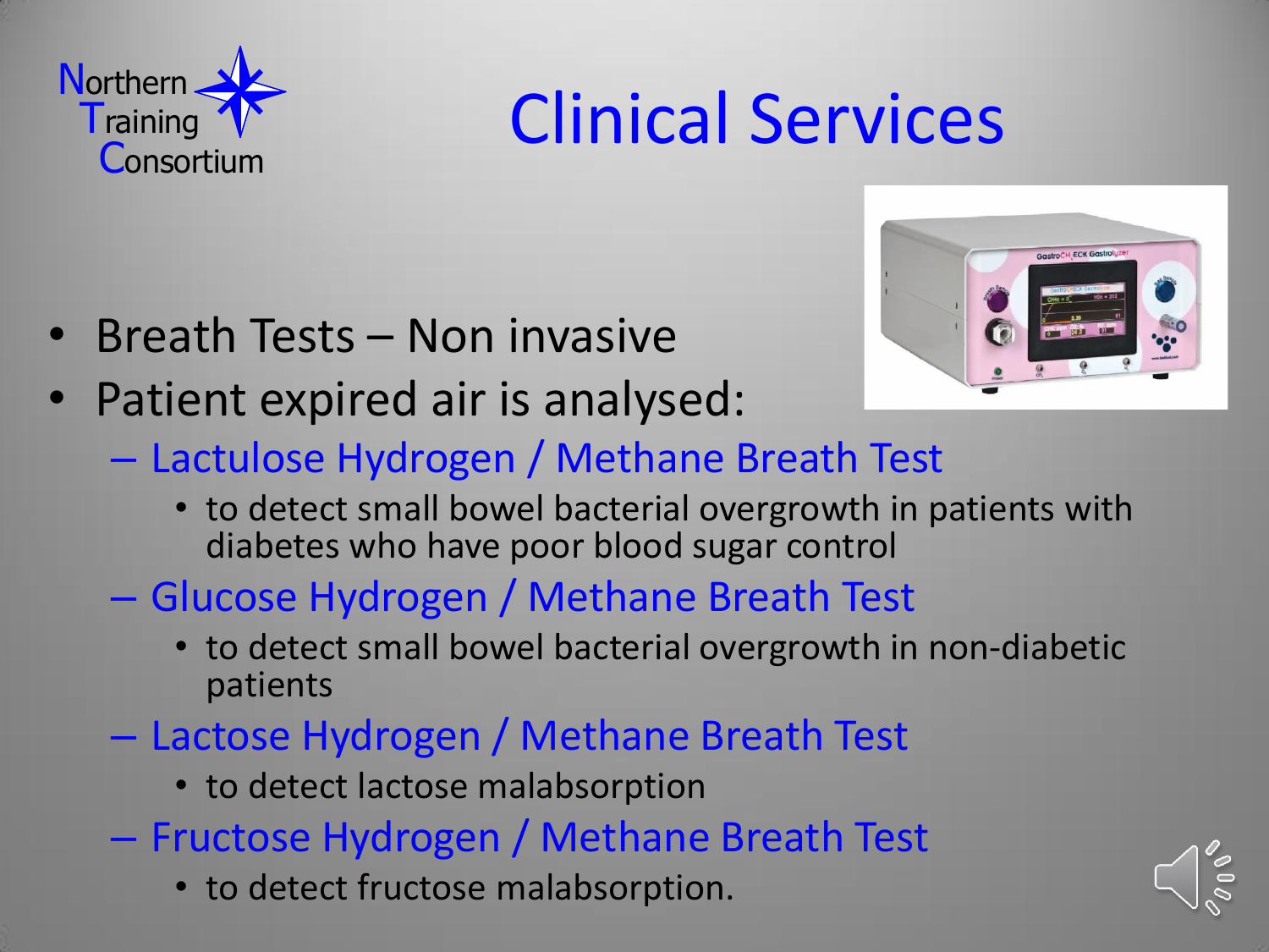Northern Training Consortium

# Clinical Services

- Breath Tests – Non invasive
- Patient expired air is analysed:
  - Lactulose Hydrogen / Methane Breath Test
    - to detect small bowel bacterial overgrowth in patients with diabetes who have poor blood sugar control
  - Glucose Hydrogen / Methane Breath Test
    - to detect small bowel bacterial overgrowth in non-diabetic patients
  - Lactose Hydrogen / Methane Breath Test
    - to detect lactose malabsorption
  - Fructose Hydrogen / Methane Breath Test
    - to detect fructose malabsorption.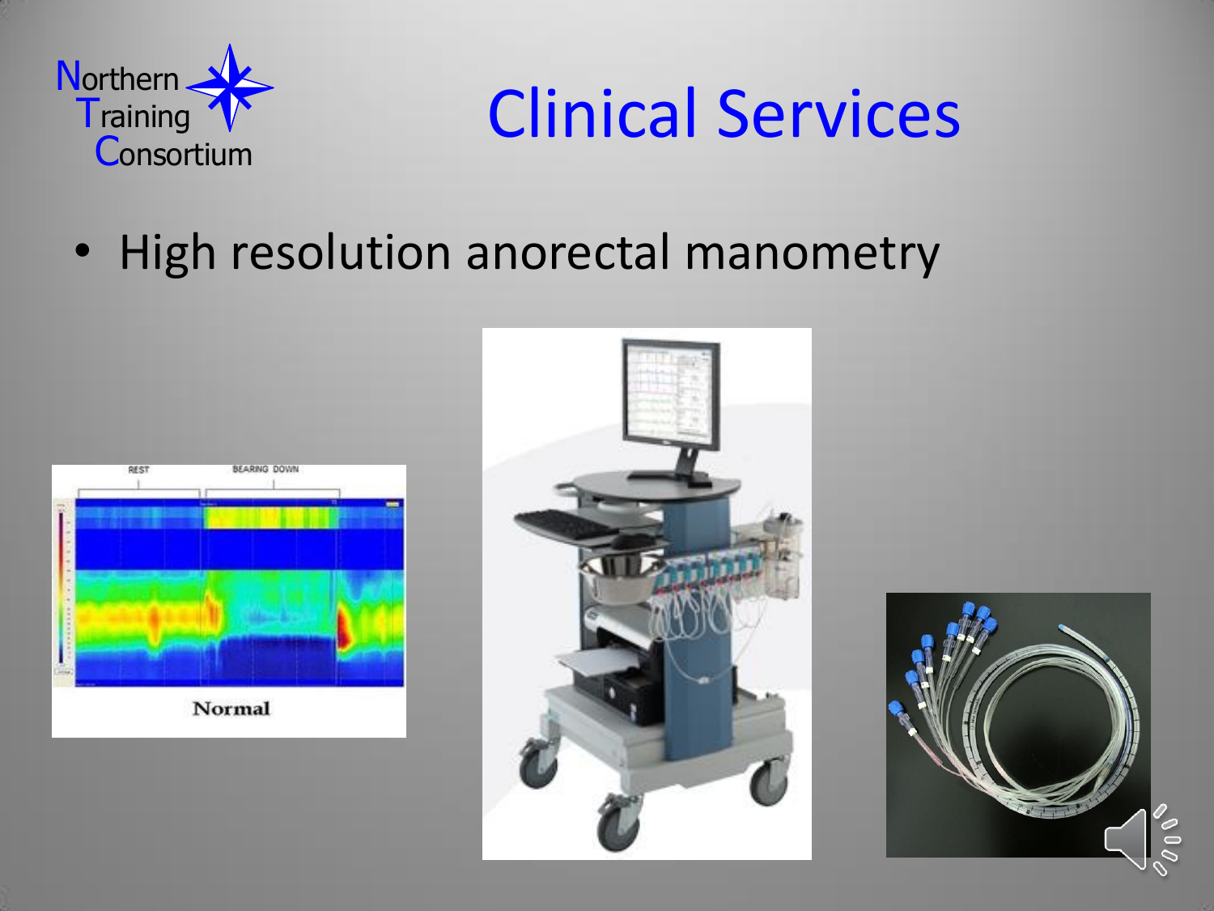# Clinical Services

- High resolution anorectal manometry

Normal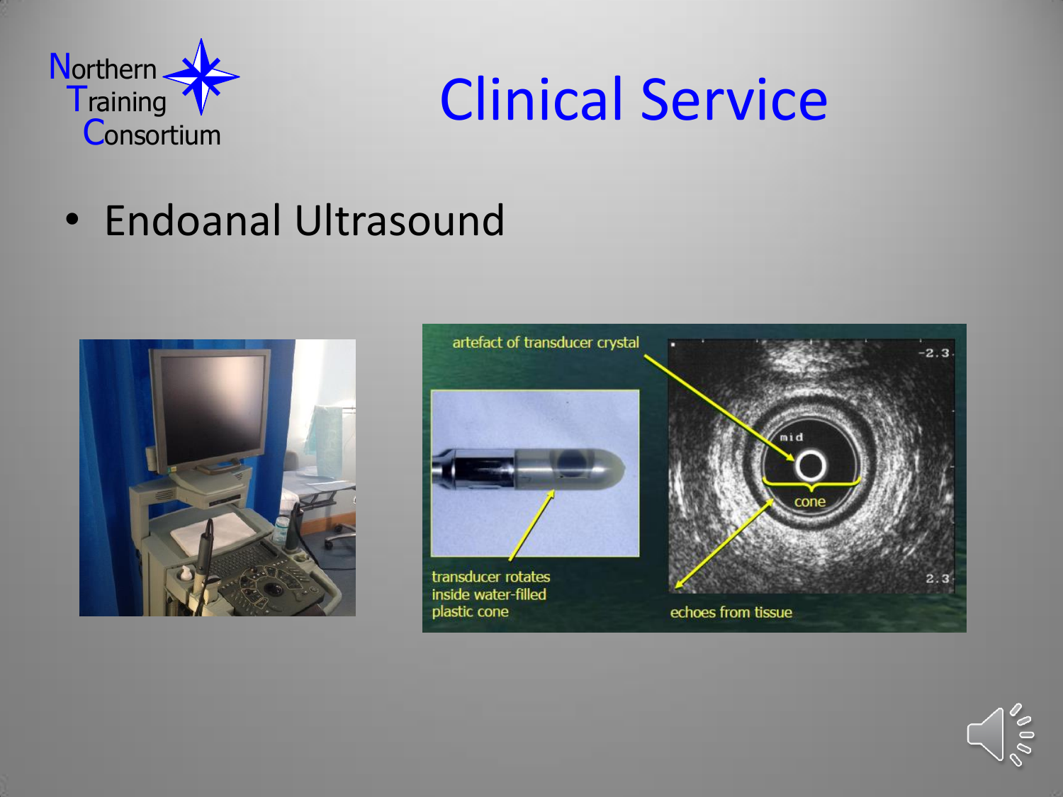# Clinical Service

- Endoanal Ultrasound

artefact of transducer crystal

transducer rotates inside water-filled plastic cone

cone

echoes from tissue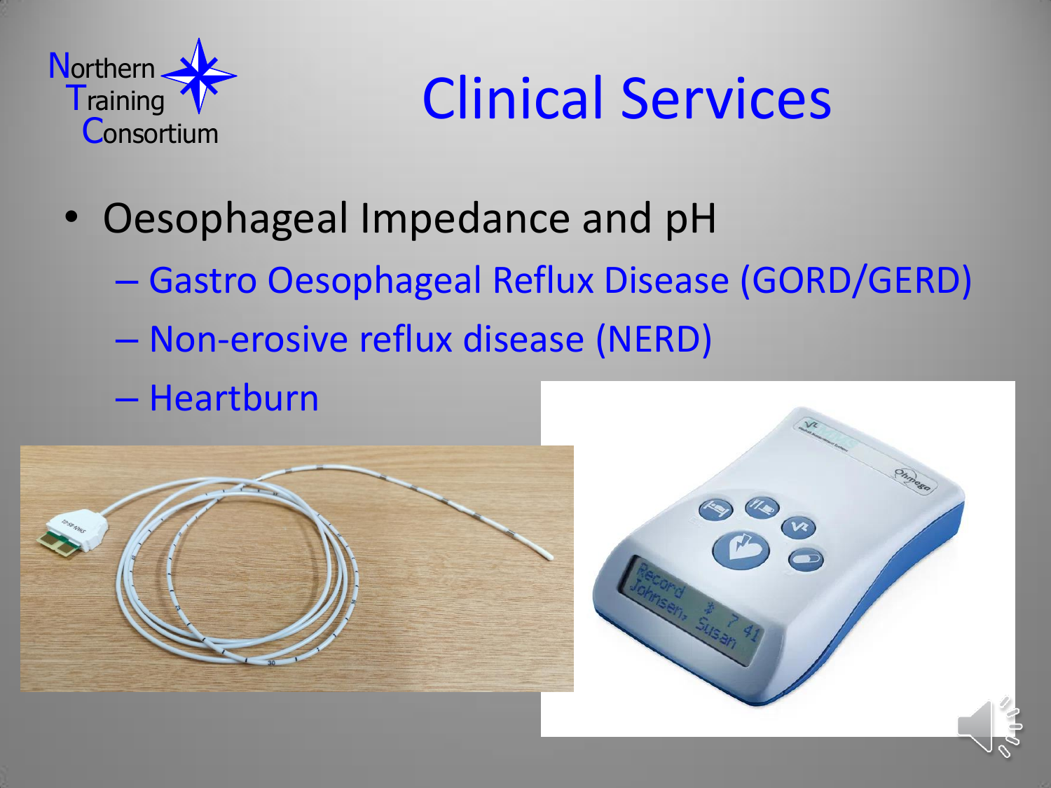# Clinical Services

- Oesophageal Impedance and pH
  - Gastro Oesophageal Reflux Disease (GORD/GERD)
  - Non-erosive reflux disease (NERD)
  - Heartburn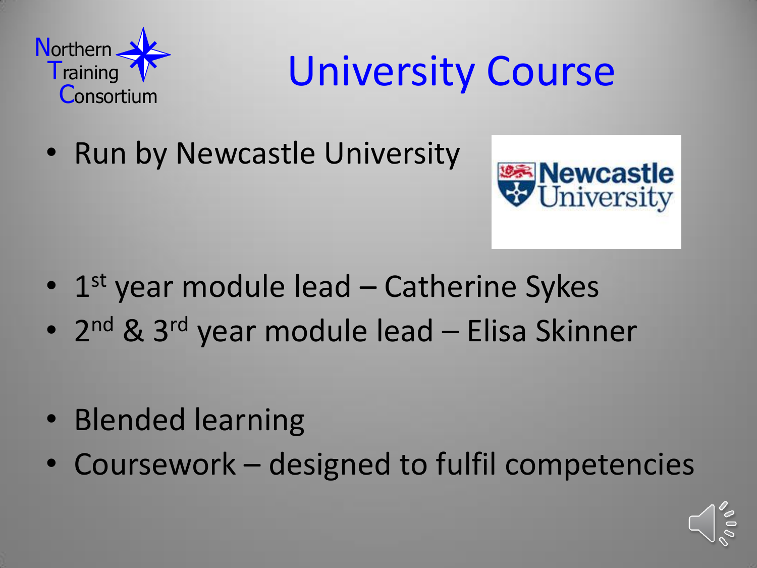# University Course

- Run by Newcastle University

- 1st year module lead – Catherine Sykes
- 2nd & 3rd year module lead – Elisa Skinner

- Blended learning
- Coursework – designed to fulfil competencies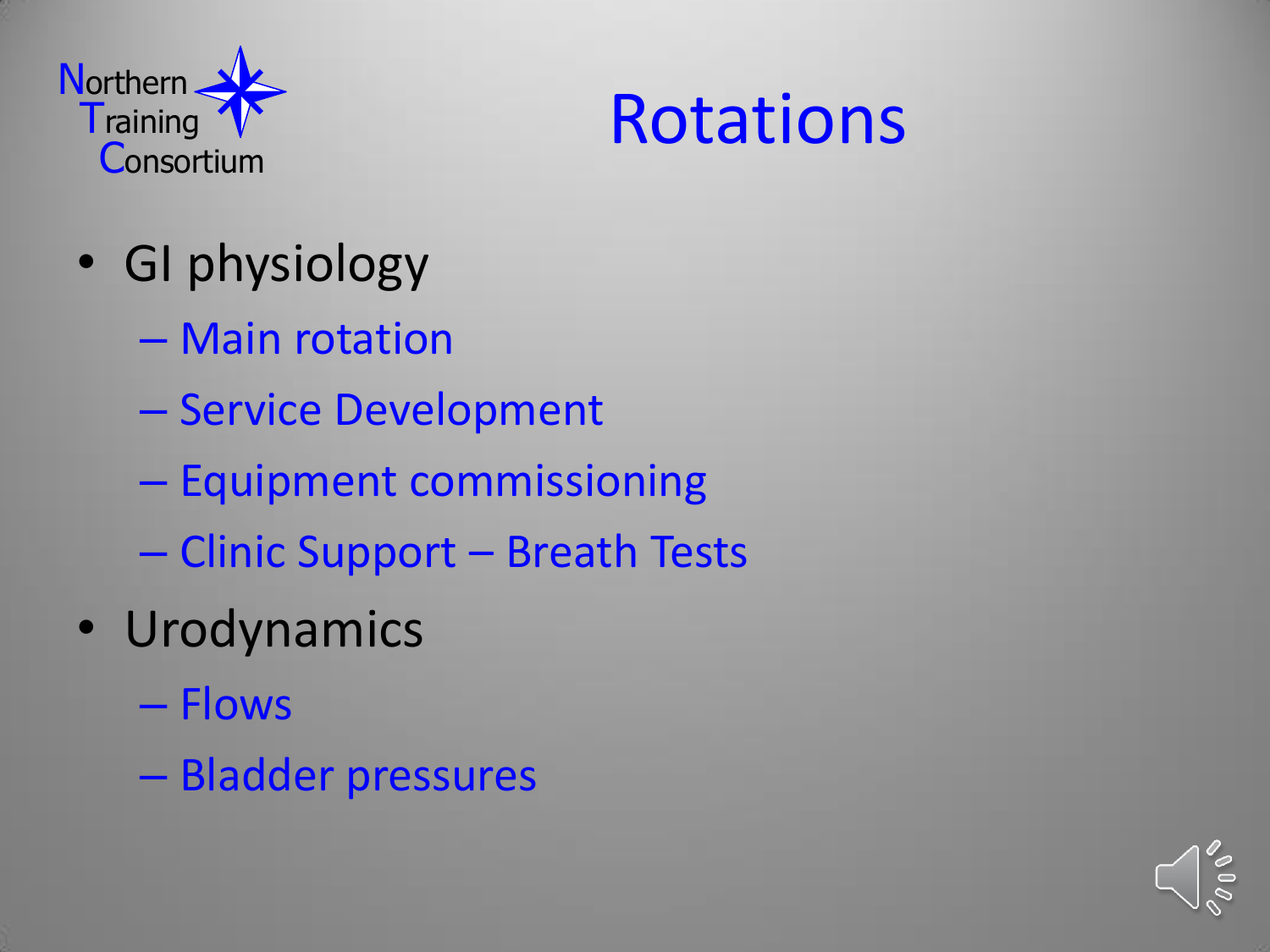Northern Training Consortium

# Rotations

- GI physiology
  - Main rotation
  - Service Development
  - Equipment commissioning
  - Clinic Support – Breath Tests
- Urodynamics
  - Flows
  - Bladder pressures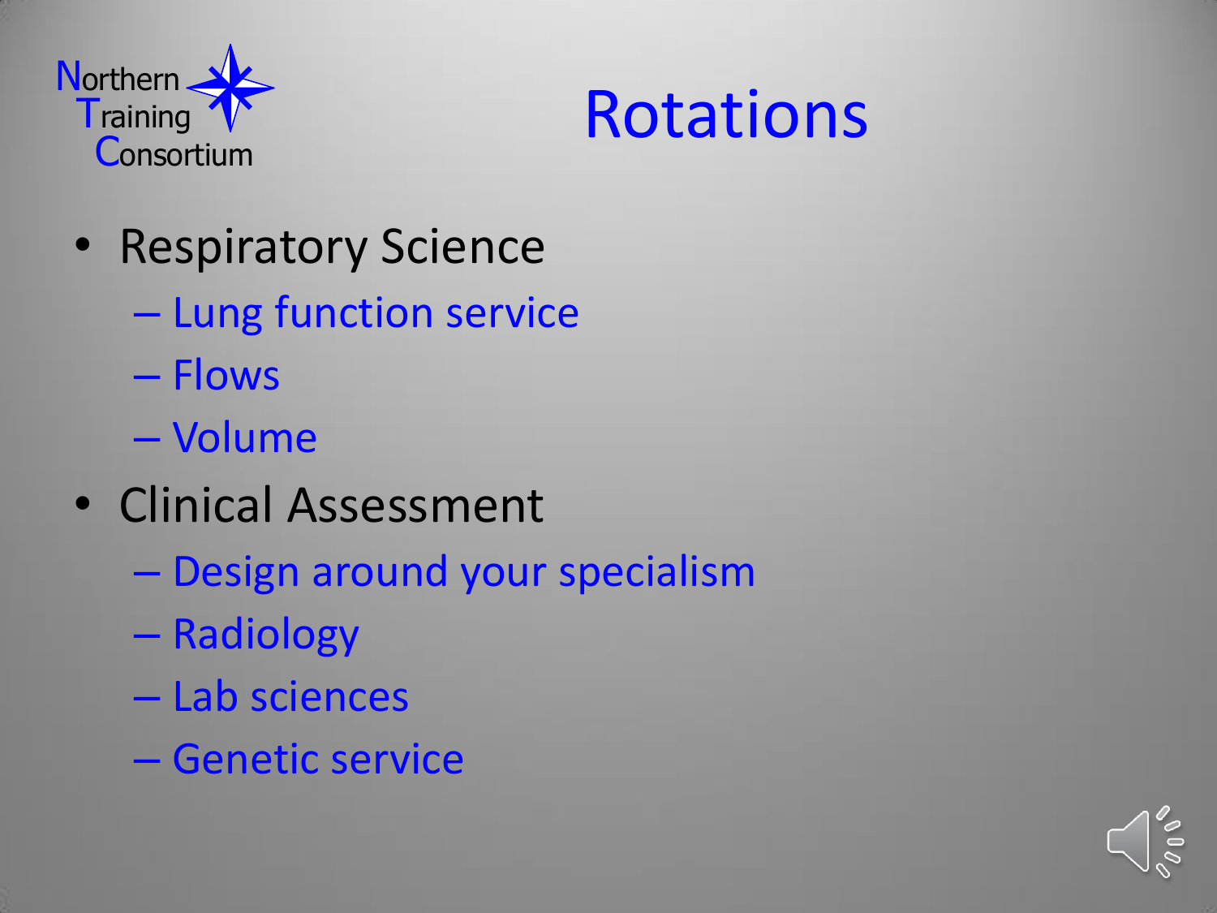Northern Training Consortium

# Rotations

- Respiratory Science
  - Lung function service
  - Flows
  - Volume
- Clinical Assessment
  - Design around your specialism
  - Radiology
  - Lab sciences
  - Genetic service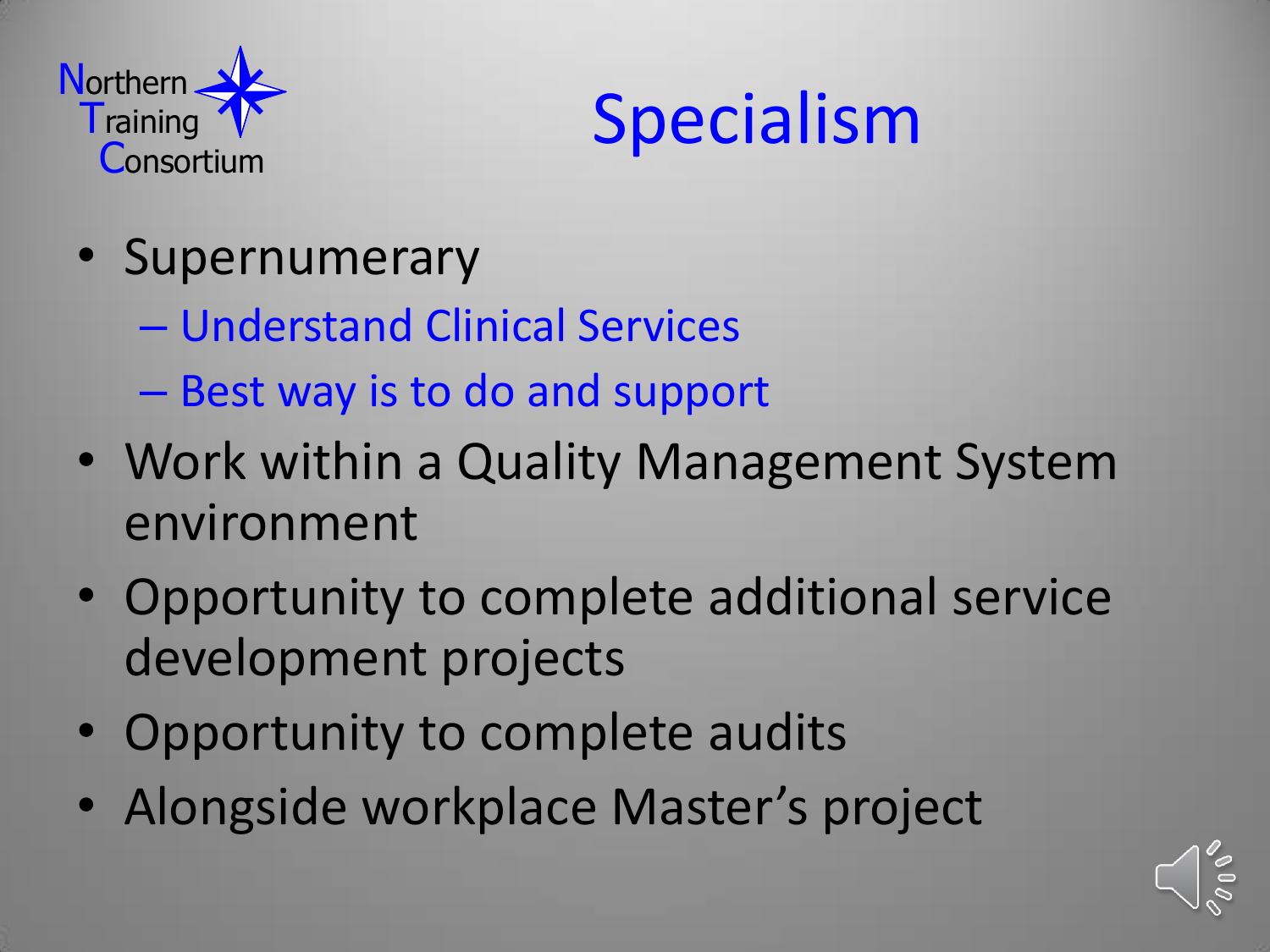Northern Training Consortium

# Specialism

- Supernumerary
  - Understand Clinical Services
  - Best way is to do and support
- Work within a Quality Management System environment
- Opportunity to complete additional service development projects
- Opportunity to complete audits
- Alongside workplace Master's project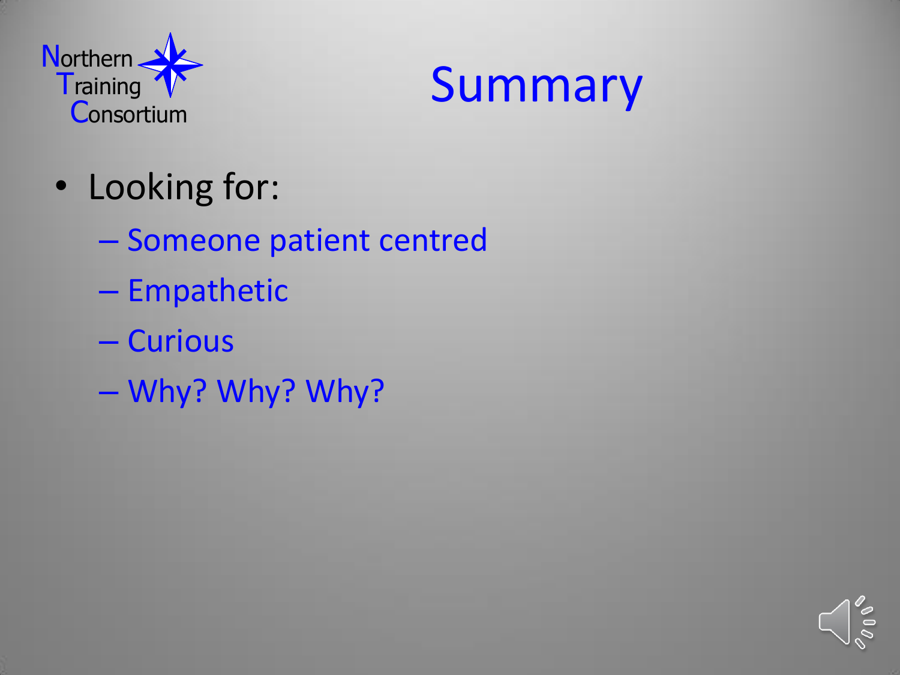Northern
Training
Consortium

# Summary

- Looking for:
  - Someone patient centred
  - Empathetic
  - Curious
  - Why? Why? Why?